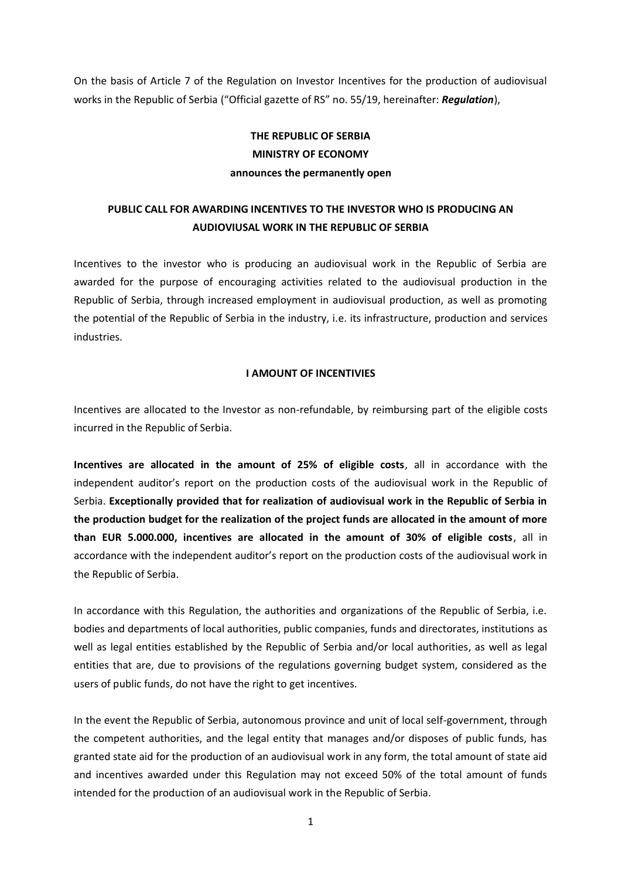On the basis of Article 7 of the Regulation on Investor Incentives for the production of audiovisual works in the Republic of Serbia ("Official gazette of RS" no. 55/19, hereinafter: ***Regulation***),

**THE REPUBLIC OF SERBIA**
**MINISTRY OF ECONOMY**
**announces the permanently open**

# PUBLIC CALL FOR AWARDING INCENTIVES TO THE INVESTOR WHO IS PRODUCING AN AUDIOVIUSAL WORK IN THE REPUBLIC OF SERBIA

Incentives to the investor who is producing an audiovisual work in the Republic of Serbia are awarded for the purpose of encouraging activities related to the audiovisual production in the Republic of Serbia, through increased employment in audiovisual production, as well as promoting the potential of the Republic of Serbia in the industry, i.e. its infrastructure, production and services industries.

## I AMOUNT OF INCENTIVIES

Incentives are allocated to the Investor as non-refundable, by reimbursing part of the eligible costs incurred in the Republic of Serbia.

**Incentives are allocated in the amount of 25% of eligible costs**, all in accordance with the independent auditor's report on the production costs of the audiovisual work in the Republic of Serbia. **Exceptionally provided that for realization of audiovisual work in the Republic of Serbia in the production budget for the realization of the project funds are allocated in the amount of more than EUR 5.000.000, incentives are allocated in the amount of 30% of eligible costs**, all in accordance with the independent auditor's report on the production costs of the audiovisual work in the Republic of Serbia.

In accordance with this Regulation, the authorities and organizations of the Republic of Serbia, i.e. bodies and departments of local authorities, public companies, funds and directorates, institutions as well as legal entities established by the Republic of Serbia and/or local authorities, as well as legal entities that are, due to provisions of the regulations governing budget system, considered as the users of public funds, do not have the right to get incentives.

In the event the Republic of Serbia, autonomous province and unit of local self-government, through the competent authorities, and the legal entity that manages and/or disposes of public funds, has granted state aid for the production of an audiovisual work in any form, the total amount of state aid and incentives awarded under this Regulation may not exceed 50% of the total amount of funds intended for the production of an audiovisual work in the Republic of Serbia.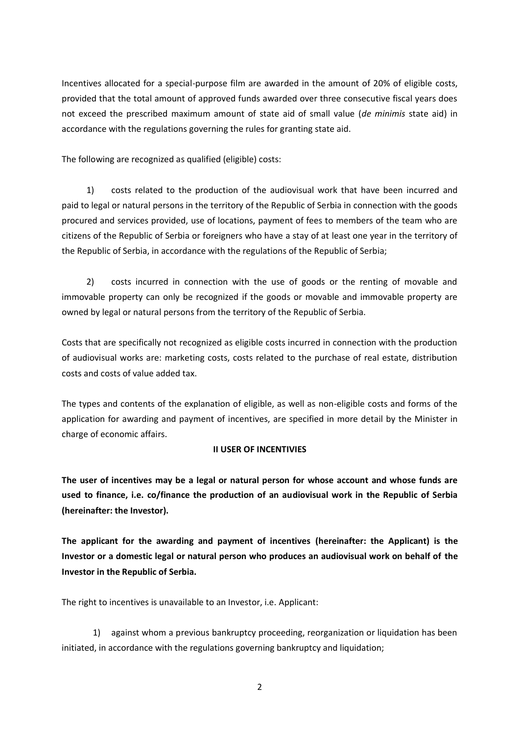Incentives allocated for a special-purpose film are awarded in the amount of 20% of eligible costs, provided that the total amount of approved funds awarded over three consecutive fiscal years does not exceed the prescribed maximum amount of state aid of small value (*de minimis* state aid) in accordance with the regulations governing the rules for granting state aid.

The following are recognized as qualified (eligible) costs:

1) costs related to the production of the audiovisual work that have been incurred and paid to legal or natural persons in the territory of the Republic of Serbia in connection with the goods procured and services provided, use of locations, payment of fees to members of the team who are citizens of the Republic of Serbia or foreigners who have a stay of at least one year in the territory of the Republic of Serbia, in accordance with the regulations of the Republic of Serbia;

2) costs incurred in connection with the use of goods or the renting of movable and immovable property can only be recognized if the goods or movable and immovable property are owned by legal or natural persons from the territory of the Republic of Serbia.

Costs that are specifically not recognized as eligible costs incurred in connection with the production of audiovisual works are: marketing costs, costs related to the purchase of real estate, distribution costs and costs of value added tax.

The types and contents of the explanation of eligible, as well as non-eligible costs and forms of the application for awarding and payment of incentives, are specified in more detail by the Minister in charge of economic affairs.

## II USER OF INCENTIVIES

**The user of incentives may be a legal or natural person for whose account and whose funds are used to finance, i.e. co/finance the production of an audiovisual work in the Republic of Serbia (hereinafter: the Investor).**

**The applicant for the awarding and payment of incentives (hereinafter: the Applicant) is the Investor or a domestic legal or natural person who produces an audiovisual work on behalf of the Investor in the Republic of Serbia.**

The right to incentives is unavailable to an Investor, i.e. Applicant:

1) against whom a previous bankruptcy proceeding, reorganization or liquidation has been initiated, in accordance with the regulations governing bankruptcy and liquidation;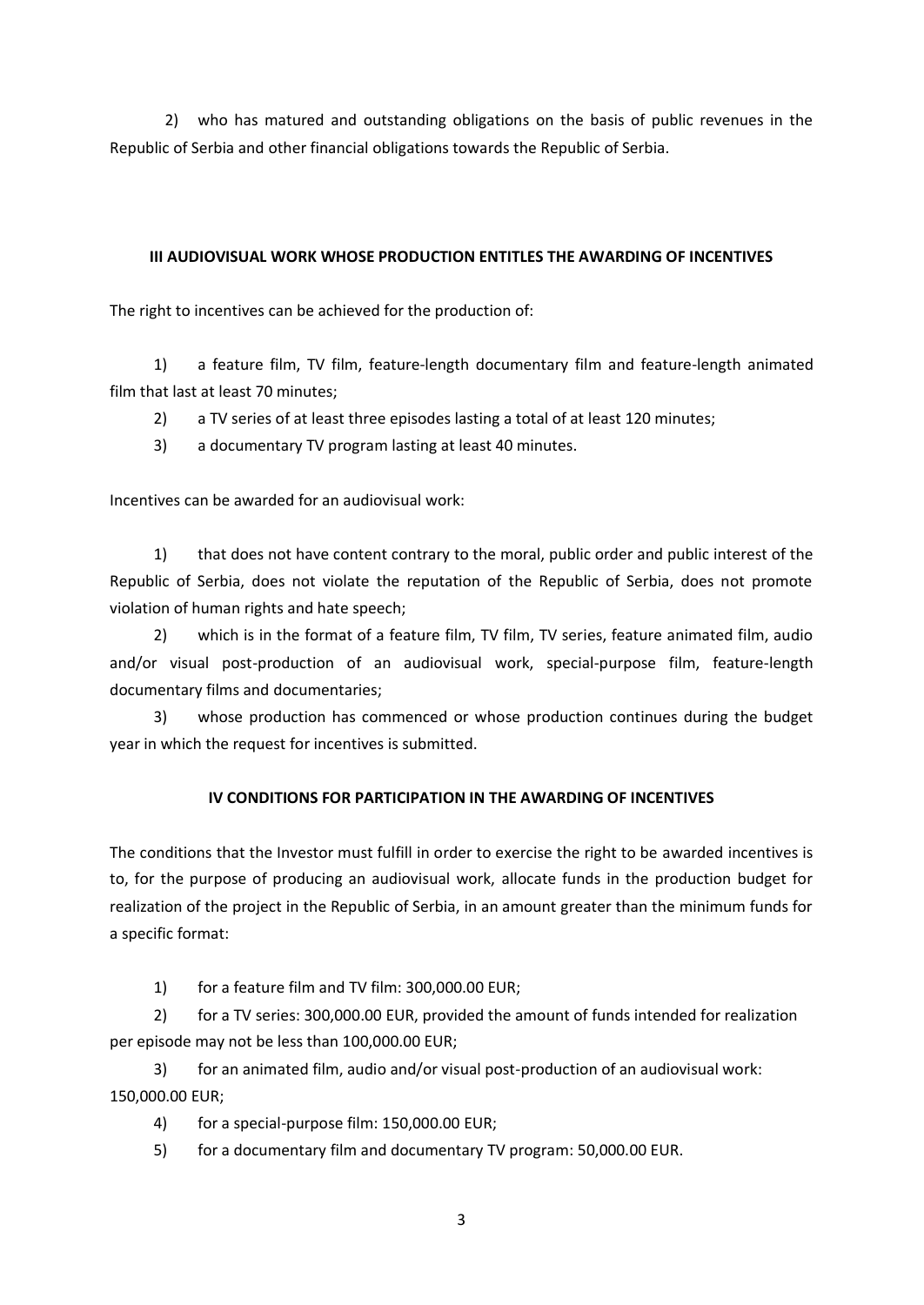2) who has matured and outstanding obligations on the basis of public revenues in the Republic of Serbia and other financial obligations towards the Republic of Serbia.

## III AUDIOVISUAL WORK WHOSE PRODUCTION ENTITLES THE AWARDING OF INCENTIVES

The right to incentives can be achieved for the production of:

1) a feature film, TV film, feature-length documentary film and feature-length animated film that last at least 70 minutes;

2) a TV series of at least three episodes lasting a total of at least 120 minutes;

3) a documentary TV program lasting at least 40 minutes.

Incentives can be awarded for an audiovisual work:

1) that does not have content contrary to the moral, public order and public interest of the Republic of Serbia, does not violate the reputation of the Republic of Serbia, does not promote violation of human rights and hate speech;

2) which is in the format of a feature film, TV film, TV series, feature animated film, audio and/or visual post-production of an audiovisual work, special-purpose film, feature-length documentary films and documentaries;

3) whose production has commenced or whose production continues during the budget year in which the request for incentives is submitted.

## IV CONDITIONS FOR PARTICIPATION IN THE AWARDING OF INCENTIVES

The conditions that the Investor must fulfill in order to exercise the right to be awarded incentives is to, for the purpose of producing an audiovisual work, allocate funds in the production budget for realization of the project in the Republic of Serbia, in an amount greater than the minimum funds for a specific format:

1) for a feature film and TV film: 300,000.00 EUR;

2) for a TV series: 300,000.00 EUR, provided the amount of funds intended for realization per episode may not be less than 100,000.00 EUR;

3) for an animated film, audio and/or visual post-production of an audiovisual work: 150,000.00 EUR;

4) for a special-purpose film: 150,000.00 EUR;

5) for a documentary film and documentary TV program: 50,000.00 EUR.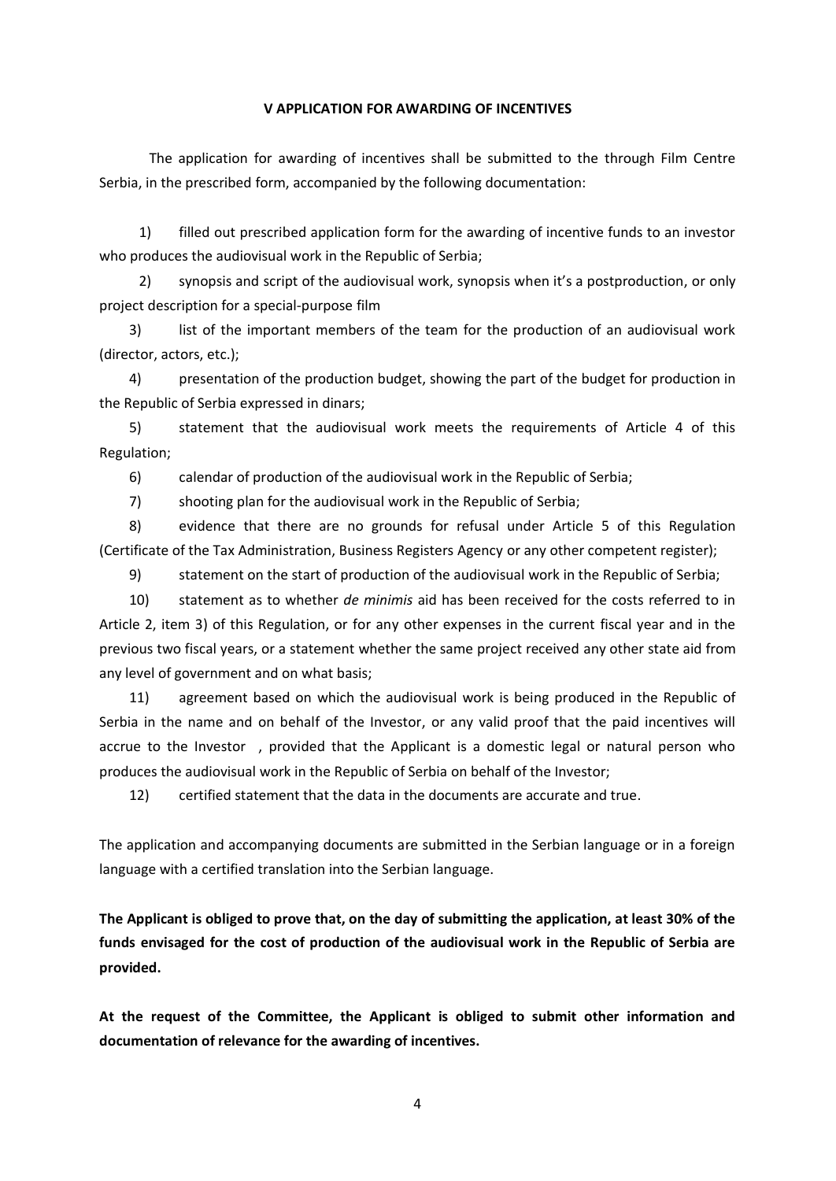## V APPLICATION FOR AWARDING OF INCENTIVES

The application for awarding of incentives shall be submitted to the through Film Centre Serbia, in the prescribed form, accompanied by the following documentation:

1) filled out prescribed application form for the awarding of incentive funds to an investor who produces the audiovisual work in the Republic of Serbia;

2) synopsis and script of the audiovisual work, synopsis when it's a postproduction, or only project description for a special-purpose film

3) list of the important members of the team for the production of an audiovisual work (director, actors, etc.);

4) presentation of the production budget, showing the part of the budget for production in the Republic of Serbia expressed in dinars;

5) statement that the audiovisual work meets the requirements of Article 4 of this Regulation;

6) calendar of production of the audiovisual work in the Republic of Serbia;

7) shooting plan for the audiovisual work in the Republic of Serbia;

8) evidence that there are no grounds for refusal under Article 5 of this Regulation (Certificate of the Tax Administration, Business Registers Agency or any other competent register);

9) statement on the start of production of the audiovisual work in the Republic of Serbia;

10) statement as to whether *de minimis* aid has been received for the costs referred to in Article 2, item 3) of this Regulation, or for any other expenses in the current fiscal year and in the previous two fiscal years, or a statement whether the same project received any other state aid from any level of government and on what basis;

11) agreement based on which the audiovisual work is being produced in the Republic of Serbia in the name and on behalf of the Investor, or any valid proof that the paid incentives will accrue to the Investor , provided that the Applicant is a domestic legal or natural person who produces the audiovisual work in the Republic of Serbia on behalf of the Investor;

12) certified statement that the data in the documents are accurate and true.

The application and accompanying documents are submitted in the Serbian language or in a foreign language with a certified translation into the Serbian language.

**The Applicant is obliged to prove that, on the day of submitting the application, at least 30% of the funds envisaged for the cost of production of the audiovisual work in the Republic of Serbia are provided.**

**At the request of the Committee, the Applicant is obliged to submit other information and documentation of relevance for the awarding of incentives.**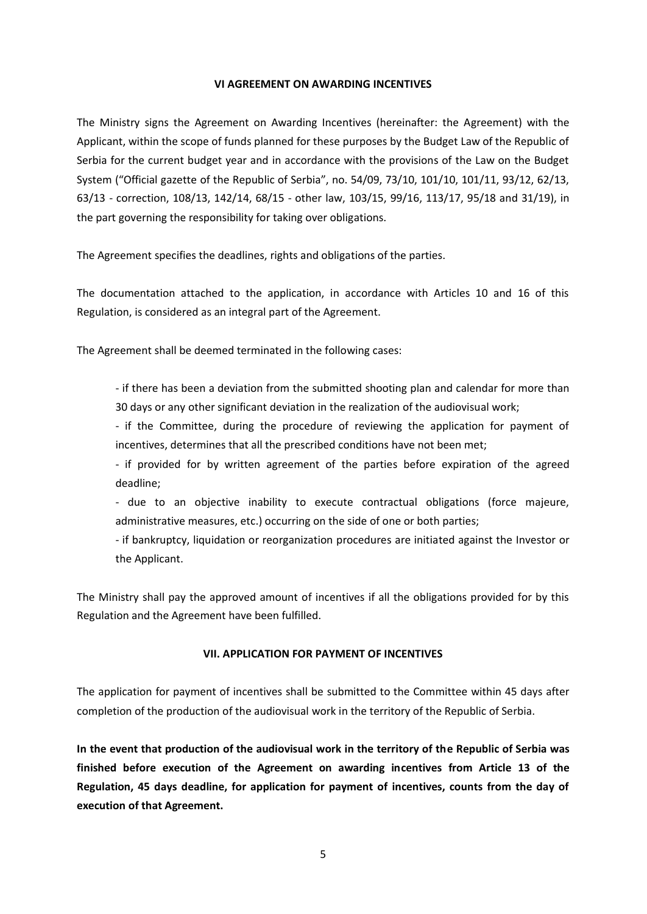## VI AGREEMENT ON AWARDING INCENTIVES

The Ministry signs the Agreement on Awarding Incentives (hereinafter: the Agreement) with the Applicant, within the scope of funds planned for these purposes by the Budget Law of the Republic of Serbia for the current budget year and in accordance with the provisions of the Law on the Budget System ("Official gazette of the Republic of Serbia", no. 54/09, 73/10, 101/10, 101/11, 93/12, 62/13, 63/13 - correction, 108/13, 142/14, 68/15 - other law, 103/15, 99/16, 113/17, 95/18 and 31/19), in the part governing the responsibility for taking over obligations.

The Agreement specifies the deadlines, rights and obligations of the parties.

The documentation attached to the application, in accordance with Articles 10 and 16 of this Regulation, is considered as an integral part of the Agreement.

The Agreement shall be deemed terminated in the following cases:

- if there has been a deviation from the submitted shooting plan and calendar for more than 30 days or any other significant deviation in the realization of the audiovisual work;
- if the Committee, during the procedure of reviewing the application for payment of incentives, determines that all the prescribed conditions have not been met;
- if provided for by written agreement of the parties before expiration of the agreed deadline;
- due to an objective inability to execute contractual obligations (force majeure, administrative measures, etc.) occurring on the side of one or both parties;
- if bankruptcy, liquidation or reorganization procedures are initiated against the Investor or the Applicant.

The Ministry shall pay the approved amount of incentives if all the obligations provided for by this Regulation and the Agreement have been fulfilled.

## VII. APPLICATION FOR PAYMENT OF INCENTIVES

The application for payment of incentives shall be submitted to the Committee within 45 days after completion of the production of the audiovisual work in the territory of the Republic of Serbia.

**In the event that production of the audiovisual work in the territory of the Republic of Serbia was finished before execution of the Agreement on awarding incentives from Article 13 of the Regulation, 45 days deadline, for application for payment of incentives, counts from the day of execution of that Agreement.**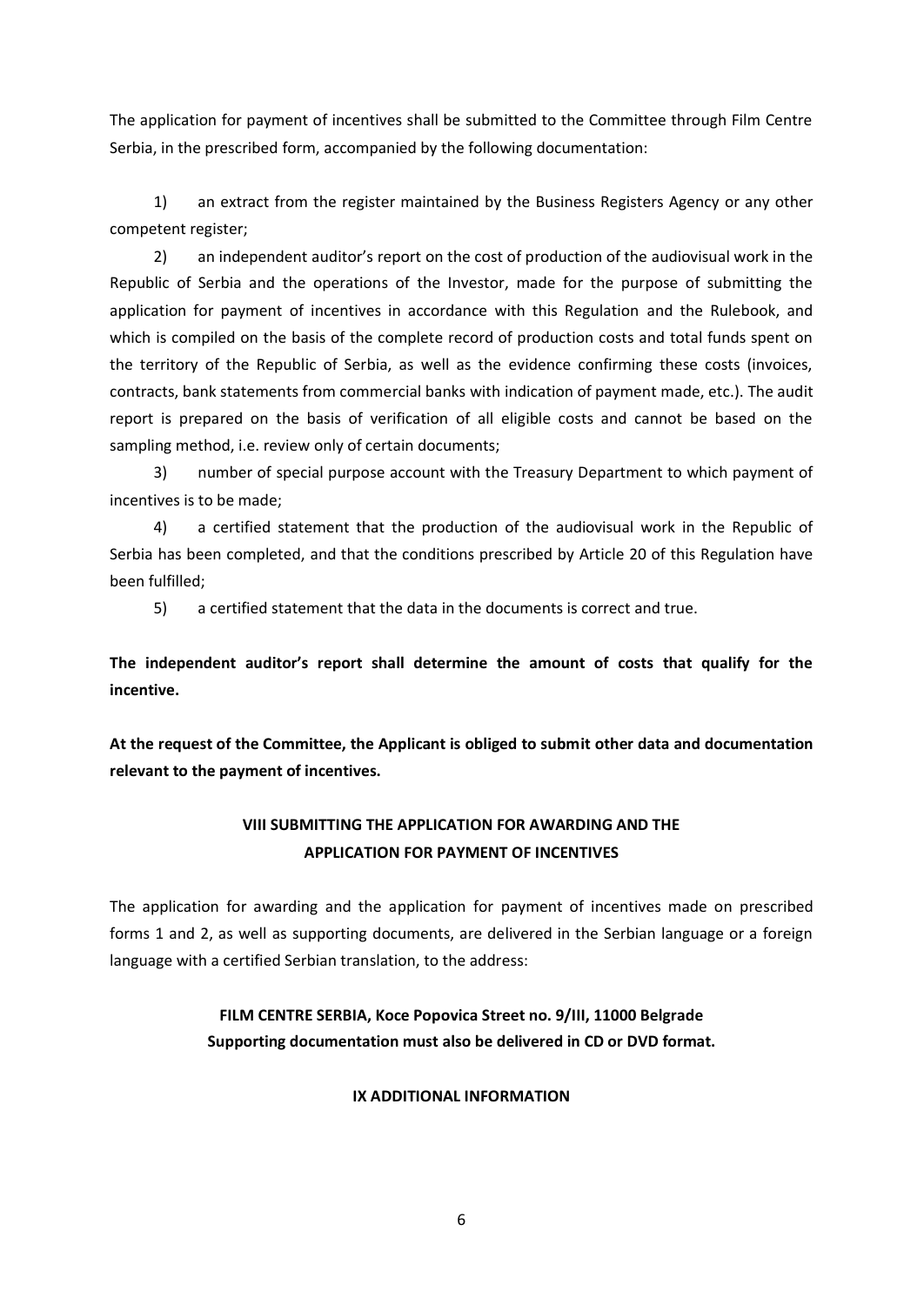The application for payment of incentives shall be submitted to the Committee through Film Centre Serbia, in the prescribed form, accompanied by the following documentation:

1) an extract from the register maintained by the Business Registers Agency or any other competent register;

2) an independent auditor's report on the cost of production of the audiovisual work in the Republic of Serbia and the operations of the Investor, made for the purpose of submitting the application for payment of incentives in accordance with this Regulation and the Rulebook, and which is compiled on the basis of the complete record of production costs and total funds spent on the territory of the Republic of Serbia, as well as the evidence confirming these costs (invoices, contracts, bank statements from commercial banks with indication of payment made, etc.). The audit report is prepared on the basis of verification of all eligible costs and cannot be based on the sampling method, i.e. review only of certain documents;

3) number of special purpose account with the Treasury Department to which payment of incentives is to be made;

4) a certified statement that the production of the audiovisual work in the Republic of Serbia has been completed, and that the conditions prescribed by Article 20 of this Regulation have been fulfilled;

5) a certified statement that the data in the documents is correct and true.

**The independent auditor's report shall determine the amount of costs that qualify for the incentive.**

**At the request of the Committee, the Applicant is obliged to submit other data and documentation relevant to the payment of incentives.**

## VIII SUBMITTING THE APPLICATION FOR AWARDING AND THE APPLICATION FOR PAYMENT OF INCENTIVES

The application for awarding and the application for payment of incentives made on prescribed forms 1 and 2, as well as supporting documents, are delivered in the Serbian language or a foreign language with a certified Serbian translation, to the address:

**FILM CENTRE SERBIA, Koce Popovica Street no. 9/III, 11000 Belgrade**
**Supporting documentation must also be delivered in CD or DVD format.**

## IX ADDITIONAL INFORMATION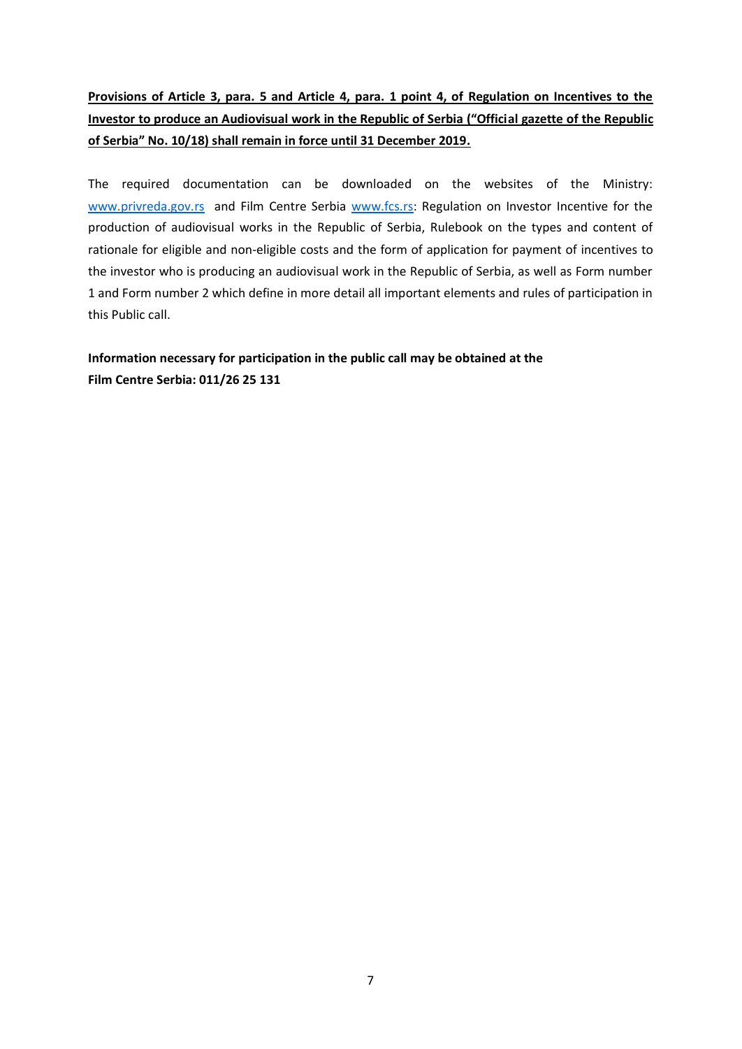**Provisions of Article 3, para. 5 and Article 4, para. 1 point 4, of Regulation on Incentives to the Investor to produce an Audiovisual work in the Republic of Serbia ("Official gazette of the Republic of Serbia" No. 10/18) shall remain in force until 31 December 2019.**

The required documentation can be downloaded on the websites of the Ministry: [www.privreda.gov.rs](http://www.privreda.gov.rs) and Film Centre Serbia [www.fcs.rs](http://www.fcs.rs): Regulation on Investor Incentive for the production of audiovisual works in the Republic of Serbia, Rulebook on the types and content of rationale for eligible and non-eligible costs and the form of application for payment of incentives to the investor who is producing an audiovisual work in the Republic of Serbia, as well as Form number 1 and Form number 2 which define in more detail all important elements and rules of participation in this Public call.

**Information necessary for participation in the public call may be obtained at the Film Centre Serbia: 011/26 25 131**